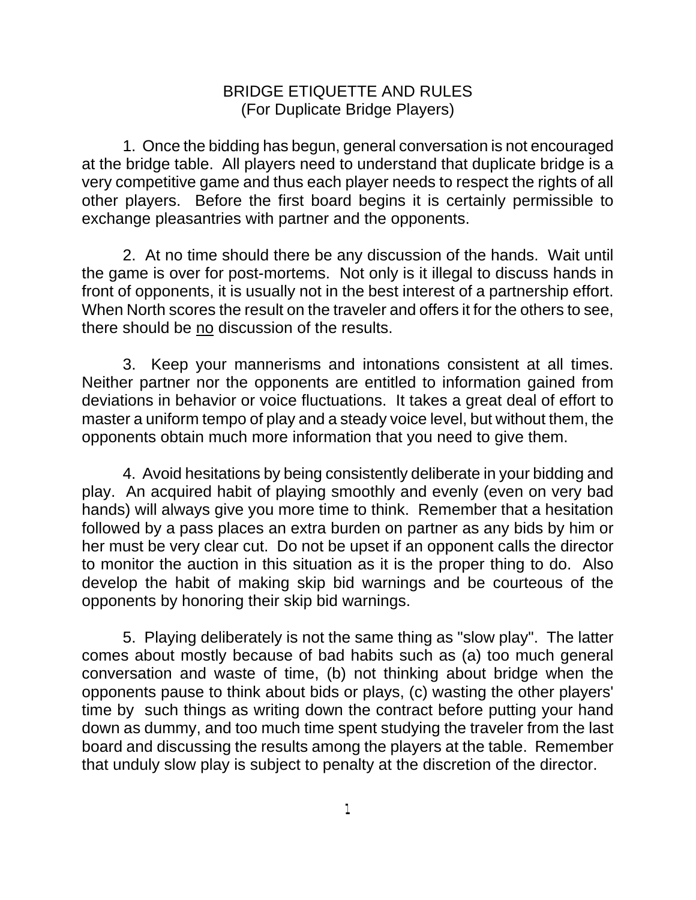# BRIDGE ETIQUETTE AND RULES
## (For Duplicate Bridge Players)

1. Once the bidding has begun, general conversation is not encouraged at the bridge table. All players need to understand that duplicate bridge is a very competitive game and thus each player needs to respect the rights of all other players. Before the first board begins it is certainly permissible to exchange pleasantries with partner and the opponents.

2. At no time should there be any discussion of the hands. Wait until the game is over for post-mortems. Not only is it illegal to discuss hands in front of opponents, it is usually not in the best interest of a partnership effort. When North scores the result on the traveler and offers it for the others to see, there should be <u>no</u> discussion of the results.

3. Keep your mannerisms and intonations consistent at all times. Neither partner nor the opponents are entitled to information gained from deviations in behavior or voice fluctuations. It takes a great deal of effort to master a uniform tempo of play and a steady voice level, but without them, the opponents obtain much more information that you need to give them.

4. Avoid hesitations by being consistently deliberate in your bidding and play. An acquired habit of playing smoothly and evenly (even on very bad hands) will always give you more time to think. Remember that a hesitation followed by a pass places an extra burden on partner as any bids by him or her must be very clear cut. Do not be upset if an opponent calls the director to monitor the auction in this situation as it is the proper thing to do. Also develop the habit of making skip bid warnings and be courteous of the opponents by honoring their skip bid warnings.

5. Playing deliberately is not the same thing as "slow play". The latter comes about mostly because of bad habits such as (a) too much general conversation and waste of time, (b) not thinking about bridge when the opponents pause to think about bids or plays, (c) wasting the other players' time by such things as writing down the contract before putting your hand down as dummy, and too much time spent studying the traveler from the last board and discussing the results among the players at the table. Remember that unduly slow play is subject to penalty at the discretion of the director.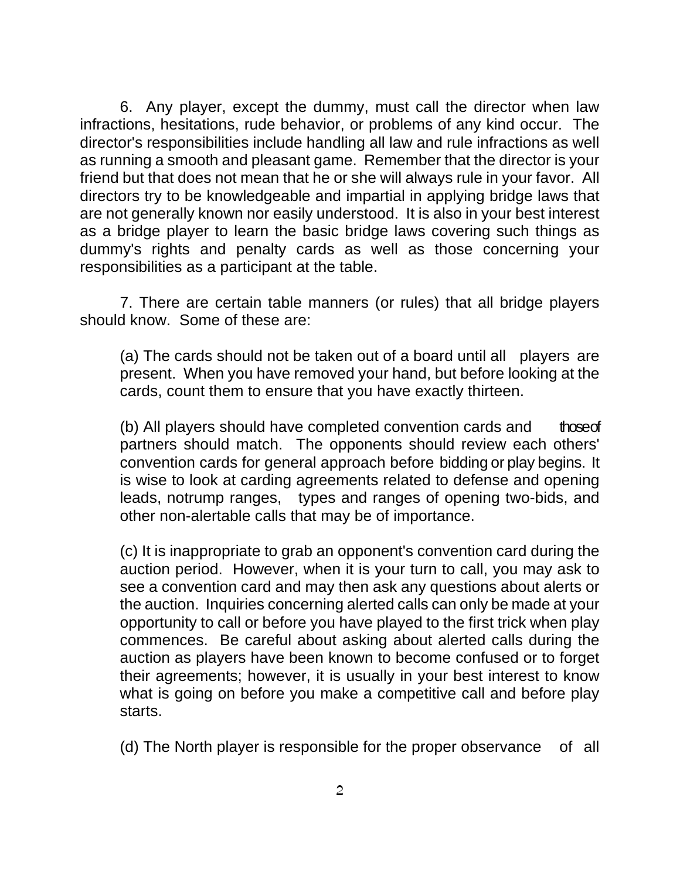6. Any player, except the dummy, must call the director when law infractions, hesitations, rude behavior, or problems of any kind occur. The director's responsibilities include handling all law and rule infractions as well as running a smooth and pleasant game. Remember that the director is your friend but that does not mean that he or she will always rule in your favor. All directors try to be knowledgeable and impartial in applying bridge laws that are not generally known nor easily understood. It is also in your best interest as a bridge player to learn the basic bridge laws covering such things as dummy's rights and penalty cards as well as those concerning your responsibilities as a participant at the table.

7. There are certain table manners (or rules) that all bridge players should know. Some of these are:

(a) The cards should not be taken out of a board until all players are present. When you have removed your hand, but before looking at the cards, count them to ensure that you have exactly thirteen.

(b) All players should have completed convention cards and those of partners should match. The opponents should review each others' convention cards for general approach before bidding or play begins. It is wise to look at carding agreements related to defense and opening leads, notrump ranges, types and ranges of opening two-bids, and other non-alertable calls that may be of importance.

(c) It is inappropriate to grab an opponent's convention card during the auction period. However, when it is your turn to call, you may ask to see a convention card and may then ask any questions about alerts or the auction. Inquiries concerning alerted calls can only be made at your opportunity to call or before you have played to the first trick when play commences. Be careful about asking about alerted calls during the auction as players have been known to become confused or to forget their agreements; however, it is usually in your best interest to know what is going on before you make a competitive call and before play starts.

(d) The North player is responsible for the proper observance of all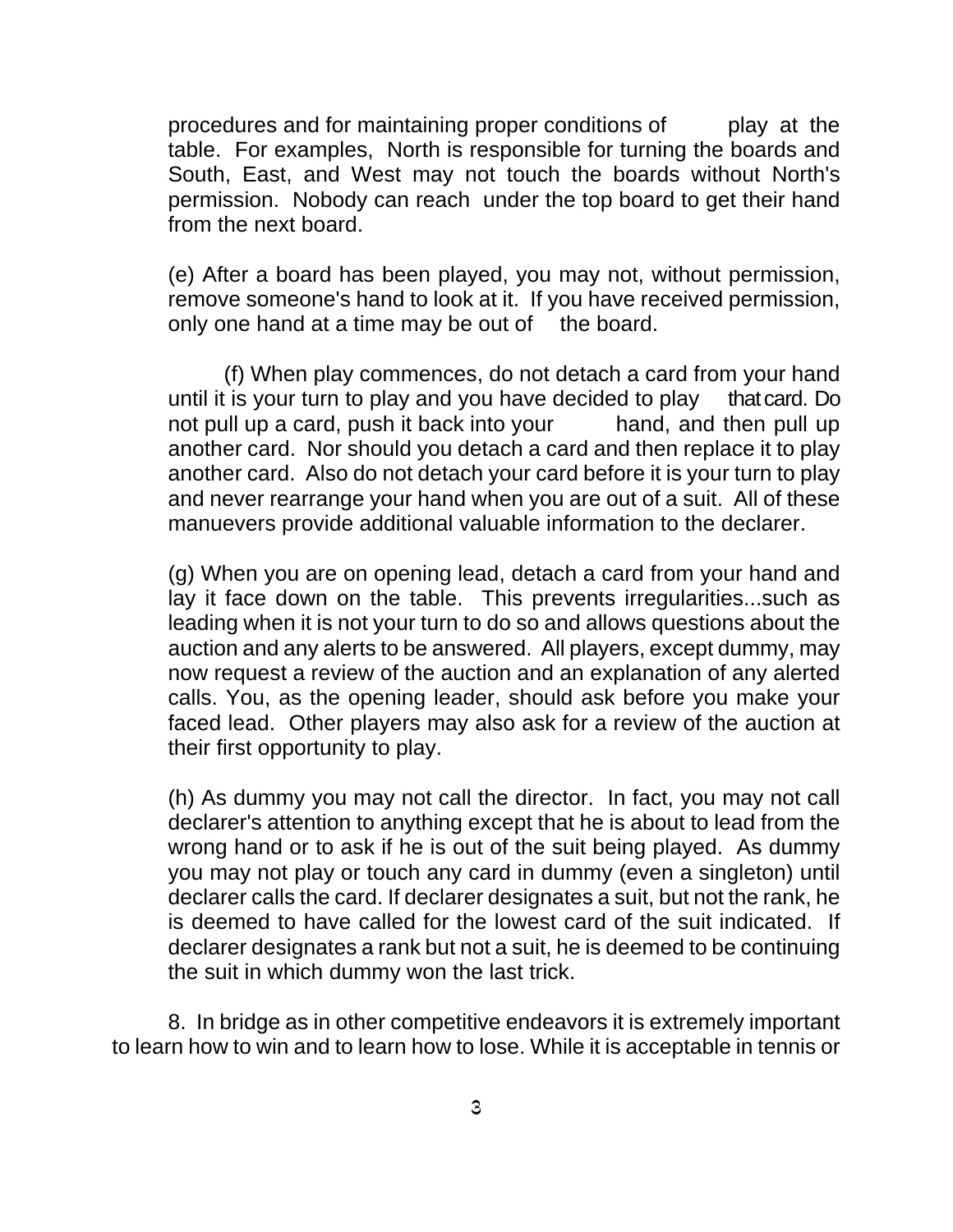procedures and for maintaining proper conditions of play at the table. For examples, North is responsible for turning the boards and South, East, and West may not touch the boards without North's permission. Nobody can reach under the top board to get their hand from the next board.

(e) After a board has been played, you may not, without permission, remove someone's hand to look at it. If you have received permission, only one hand at a time may be out of the board.

(f) When play commences, do not detach a card from your hand until it is your turn to play and you have decided to play that card. Do not pull up a card, push it back into your hand, and then pull up another card. Nor should you detach a card and then replace it to play another card. Also do not detach your card before it is your turn to play and never rearrange your hand when you are out of a suit. All of these manuevers provide additional valuable information to the declarer.

(g) When you are on opening lead, detach a card from your hand and lay it face down on the table. This prevents irregularities...such as leading when it is not your turn to do so and allows questions about the auction and any alerts to be answered. All players, except dummy, may now request a review of the auction and an explanation of any alerted calls. You, as the opening leader, should ask before you make your faced lead. Other players may also ask for a review of the auction at their first opportunity to play.

(h) As dummy you may not call the director. In fact, you may not call declarer's attention to anything except that he is about to lead from the wrong hand or to ask if he is out of the suit being played. As dummy you may not play or touch any card in dummy (even a singleton) until declarer calls the card. If declarer designates a suit, but not the rank, he is deemed to have called for the lowest card of the suit indicated. If declarer designates a rank but not a suit, he is deemed to be continuing the suit in which dummy won the last trick.

8. In bridge as in other competitive endeavors it is extremely important to learn how to win and to learn how to lose. While it is acceptable in tennis or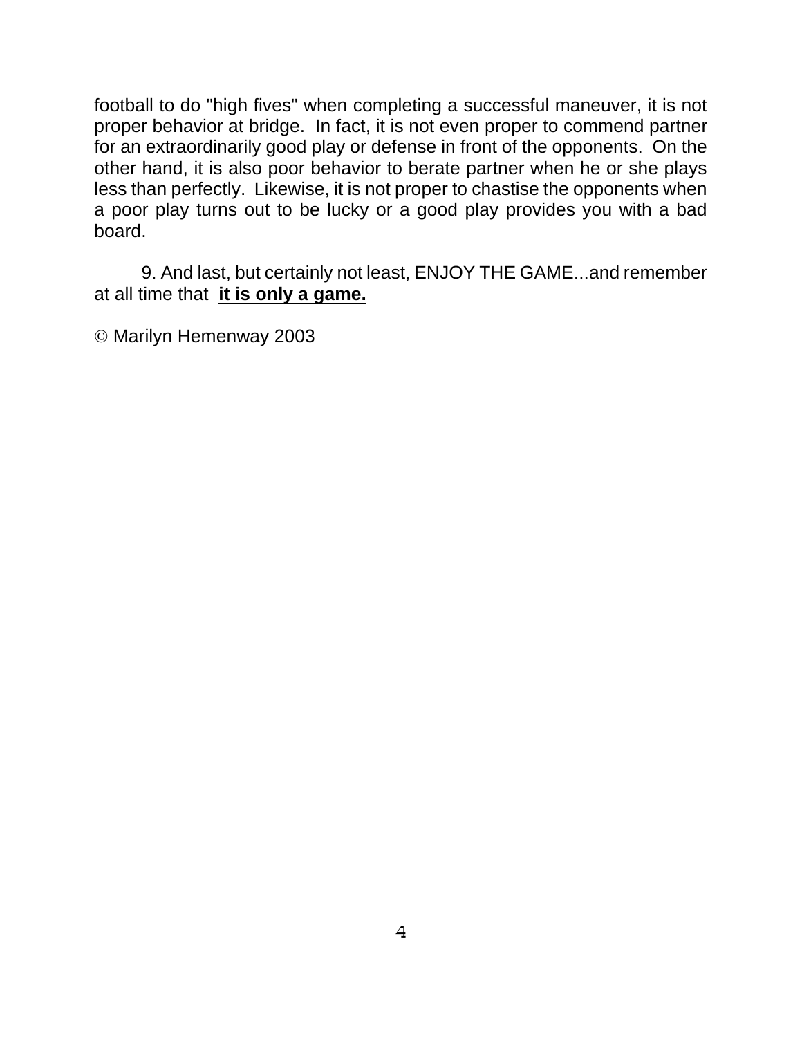football to do "high fives" when completing a successful maneuver, it is not proper behavior at bridge. In fact, it is not even proper to commend partner for an extraordinarily good play or defense in front of the opponents. On the other hand, it is also poor behavior to berate partner when he or she plays less than perfectly. Likewise, it is not proper to chastise the opponents when a poor play turns out to be lucky or a good play provides you with a bad board.

9. And last, but certainly not least, ENJOY THE GAME...and remember at all time that **<u>it is only a game.</u>**

© Marilyn Hemenway 2003